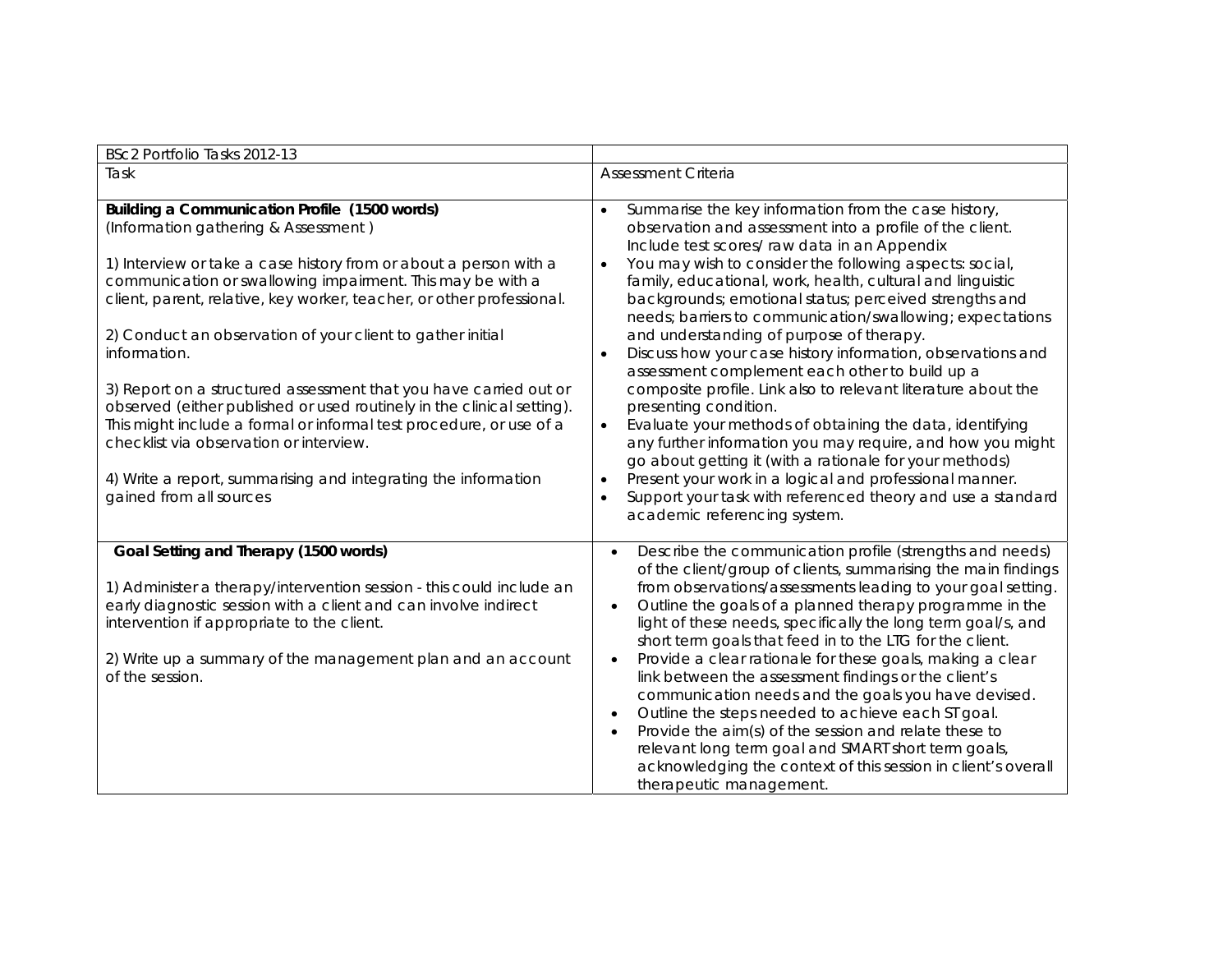| BSc2 Portfolio Tasks 2012-13 | |
| --- | --- |
| Task | Assessment Criteria |
| **Building a Communication Profile (1500 words)**<br>(Information gathering & Assessment )<br><br>1) Interview or take a case history from or about a person with a communication or swallowing impairment. This may be with a client, parent, relative, key worker, teacher, or other professional.<br><br>2) Conduct an observation of your client to gather initial information.<br><br>3) Report on a structured assessment that you have carried out or observed (either published or used routinely in the clinical setting). This might include a formal or informal test procedure, or use of a checklist via observation or interview.<br><br>4) Write a report, summarising and integrating the information gained from all sources | • Summarise the key information from the case history, observation and assessment into a profile of the client. Include test scores/ raw data in an Appendix<br>• You may wish to consider the following aspects: social, family, educational, work, health, cultural and linguistic backgrounds; emotional status; perceived strengths and needs; barriers to communication/swallowing; expectations and understanding of purpose of therapy.<br>• Discuss how your case history information, observations and assessment complement each other to build up a composite profile. Link also to relevant literature about the presenting condition.<br>• Evaluate your methods of obtaining the data, identifying any further information you may require, and how you might go about getting it (with a rationale for your methods)<br>• Present your work in a logical and professional manner.<br>• Support your task with referenced theory and use a standard academic referencing system. |
| **Goal Setting and Therapy (1500 words)**<br><br>1) Administer a therapy/intervention session - this could include an early diagnostic session with a client and can involve indirect intervention if appropriate to the client.<br><br>2) Write up a summary of the management plan and an account of the session. | • Describe the communication profile (strengths and needs) of the client/group of clients, summarising the main findings from observations/assessments leading to your goal setting.<br>• Outline the goals of a planned therapy programme in the light of these needs, specifically the long term goal/s, and short term goals that feed in to the LTG for the client.<br>• Provide a clear rationale for these goals, making a clear link between the assessment findings or the client's communication needs and the goals you have devised.<br>• Outline the steps needed to achieve each ST goal.<br>• Provide the aim(s) of the session and relate these to relevant long term goal and SMART short term goals, acknowledging the context of this session in client's overall therapeutic management. |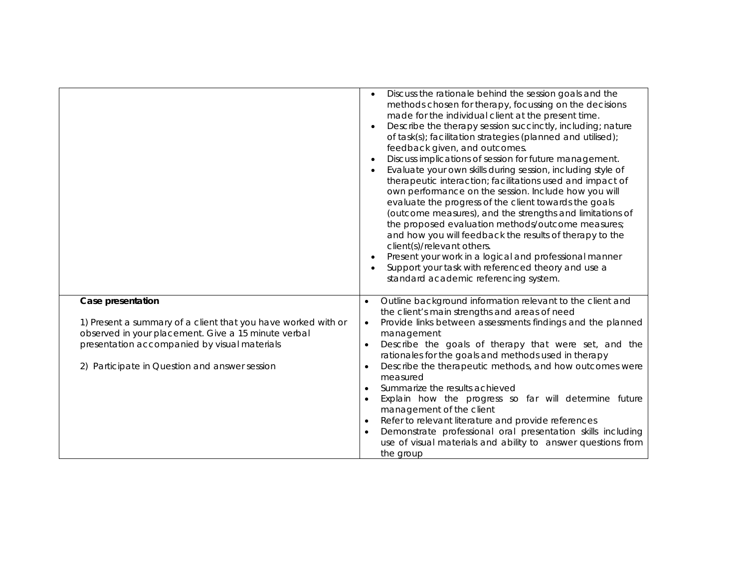| | |
|---|---|
| | • Discuss the rationale behind the session goals and the methods chosen for therapy, focussing on the decisions made for the individual client at the present time.<br>• Describe the therapy session succinctly, including; nature of task(s); facilitation strategies (planned and utilised); feedback given, and outcomes.<br>• Discuss implications of session for future management.<br>• Evaluate your own skills during session, including style of therapeutic interaction; facilitations used and impact of own performance on the session. Include how you will evaluate the progress of the client towards the goals (outcome measures), and the strengths and limitations of the proposed evaluation methods/outcome measures; and how you will feedback the results of therapy to the client(s)/relevant others.<br>• Present your work in a logical and professional manner<br>• Support your task with referenced theory and use a standard academic referencing system. |
| **Case presentation**<br><br>1) Present a summary of a client that you have worked with or observed in your placement. Give a 15 minute verbal presentation accompanied by visual materials<br><br>2) Participate in Question and answer session | • Outline background information relevant to the client and the client's main strengths and areas of need<br>• Provide links between assessments findings and the planned management<br>• Describe the goals of therapy that were set, and the rationales for the goals and methods used in therapy<br>• Describe the therapeutic methods, and how outcomes were measured<br>• Summarize the results achieved<br>• Explain how the progress so far will determine future management of the client<br>• Refer to relevant literature and provide references<br>• Demonstrate professional oral presentation skills including use of visual materials and ability to answer questions from the group |